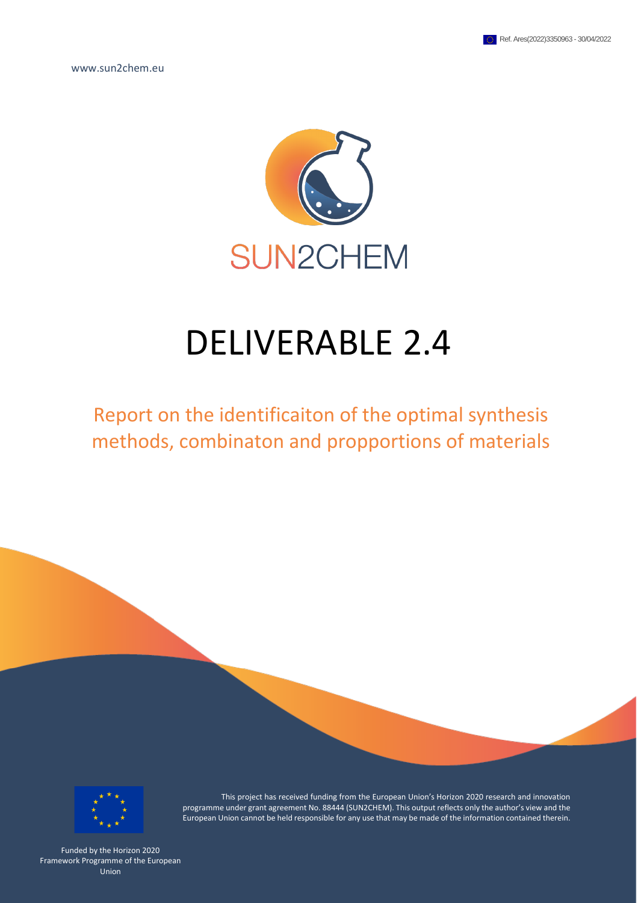Ref. Ares(2022)3350963 - 30/04/2022

www.sun2chem.eu

SUN2CHEM

# DELIVERABLE 2.4

## Report on the identificaiton of the optimal synthesis methods, combinaton and propportions of materials

This project has received funding from the European Union's Horizon 2020 research and innovation programme under grant agreement No. 88444 (SUN2CHEM). This output reflects only the author's view and the European Union cannot be held responsible for any use that may be made of the information contained therein.

Funded by the Horizon 2020 Framework Programme of the European Union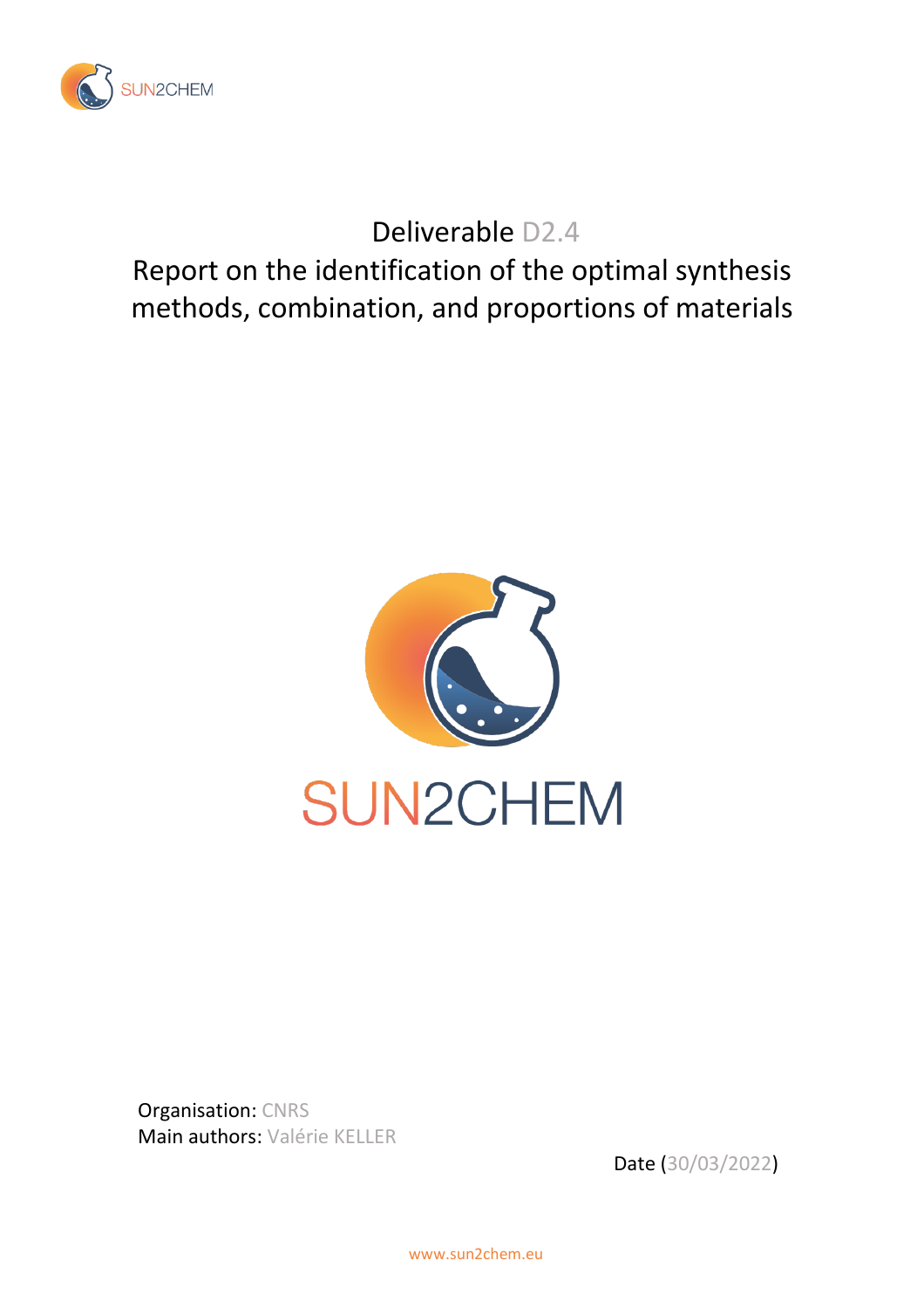# Deliverable D2.4

# Report on the identification of the optimal synthesis methods, combination, and proportions of materials

SUN2CHEM

Organisation: CNRS
Main authors: Valérie KELLER

Date (30/03/2022)

www.sun2chem.eu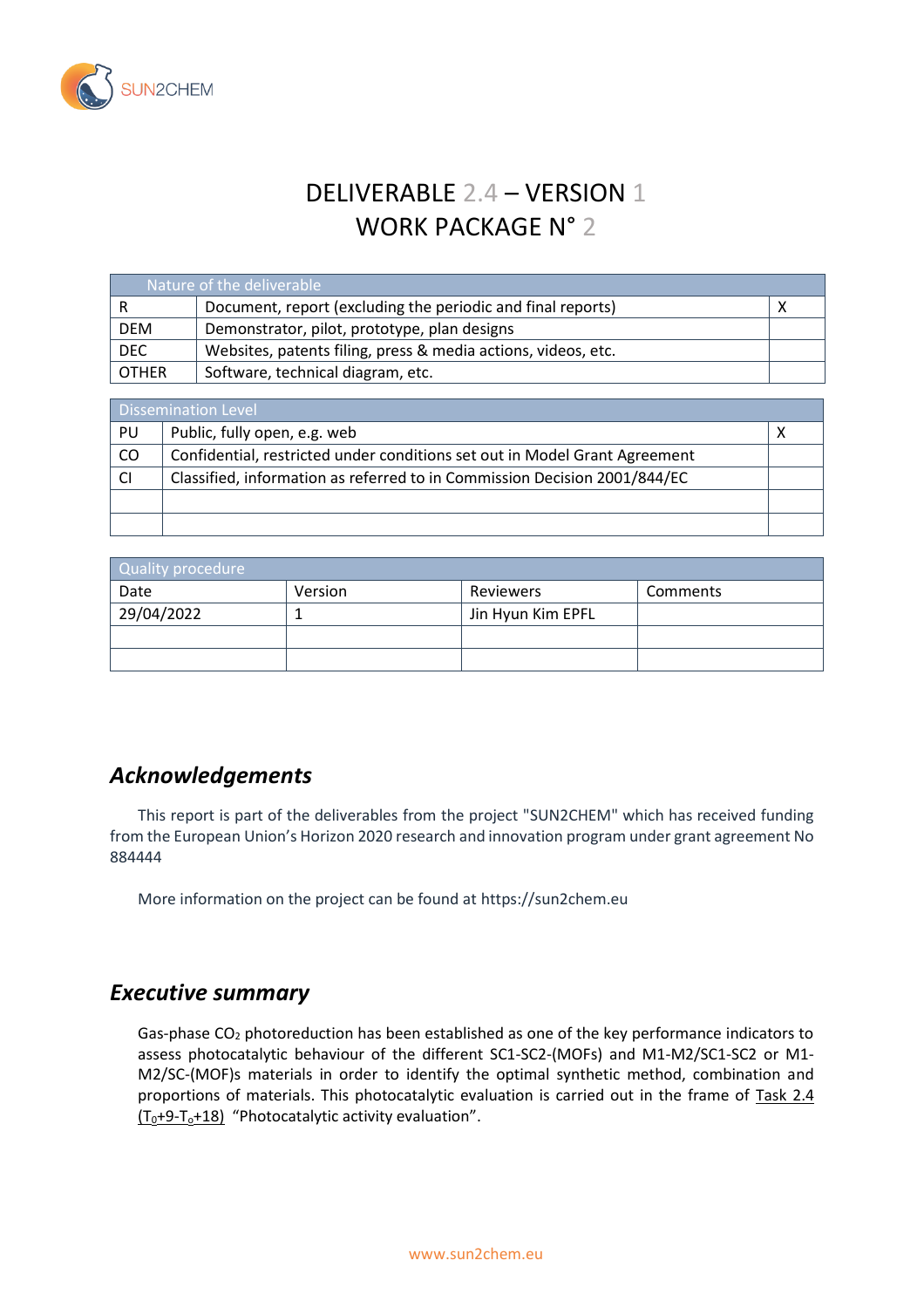# DELIVERABLE 2.4 – VERSION 1
# WORK PACKAGE N° 2

| Nature of the deliverable | | |
|---|---|---|
| R | Document, report (excluding the periodic and final reports) | X |
| DEM | Demonstrator, pilot, prototype, plan designs | |
| DEC | Websites, patents filing, press & media actions, videos, etc. | |
| OTHER | Software, technical diagram, etc. | |

| Dissemination Level | | |
|---|---|---|
| PU | Public, fully open, e.g. web | X |
| CO | Confidential, restricted under conditions set out in Model Grant Agreement | |
| CI | Classified, information as referred to in Commission Decision 2001/844/EC | |
| | | |
| | | |

| Quality procedure | | | |
|---|---|---|---|
| Date | Version | Reviewers | Comments |
| 29/04/2022 | 1 | Jin Hyun Kim EPFL | |
| | | | |
| | | | |

## *Acknowledgements*

This report is part of the deliverables from the project "SUN2CHEM" which has received funding from the European Union's Horizon 2020 research and innovation program under grant agreement No 884444

More information on the project can be found at https://sun2chem.eu

## *Executive summary*

Gas-phase $CO_2$ photoreduction has been established as one of the key performance indicators to assess photocatalytic behaviour of the different SC1-SC2-(MOFs) and M1-M2/SC1-SC2 or M1-M2/SC-(MOF)s materials in order to identify the optimal synthetic method, combination and proportions of materials. This photocatalytic evaluation is carried out in the frame of Task 2.4 ($T_0$+9-$T_0$+18) "Photocatalytic activity evaluation".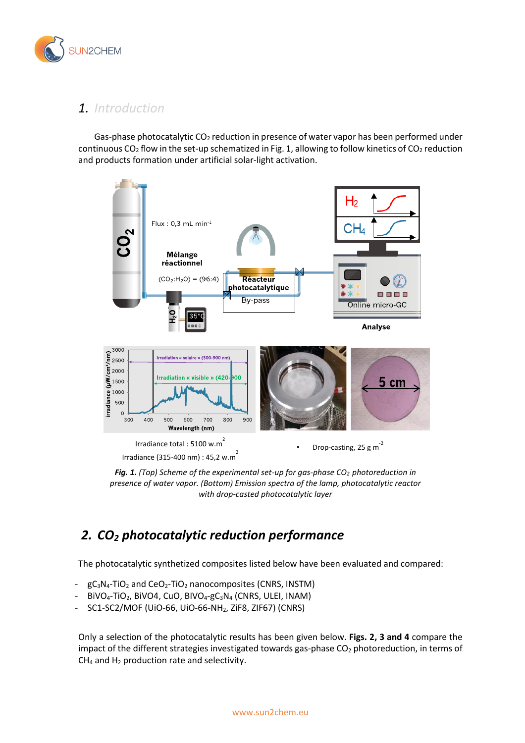## 1. *Introduction*

Gas-phase photocatalytic $CO_2$ reduction in presence of water vapor has been performed under continuous $CO_2$ flow in the set-up schematized in Fig. 1, allowing to follow kinetics of $CO_2$ reduction and products formation under artificial solar-light activation.

Irradiance total : 5100 w.m$^2$

Irradiance (315-400 nm) : 45,2 w.m$^2$

- Drop-casting, 25 g m$^{-2}$

***Fig. 1.*** *(Top) Scheme of the experimental set-up for gas-phase $CO_2$ photoreduction in presence of water vapor. (Bottom) Emission spectra of the lamp, photocatalytic reactor with drop-casted photocatalytic layer*

## 2. *$CO_2$ photocatalytic reduction performance*

The photocatalytic synthetized composites listed below have been evaluated and compared:

- $gC_3N_4$-$TiO_2$ and $CeO_2$-$TiO_2$ nanocomposites (CNRS, INSTM)
- $BiVO_4$-$TiO_2$, BiVO4, CuO, $BIVO_4$-$gC_3N_4$ (CNRS, ULEI, INAM)
- SC1-SC2/MOF (UiO-66, UiO-66-$NH_2$, ZiF8, ZIF67) (CNRS)

Only a selection of the photocatalytic results has been given below. **Figs. 2, 3 and 4** compare the impact of the different strategies investigated towards gas-phase $CO_2$ photoreduction, in terms of $CH_4$ and $H_2$ production rate and selectivity.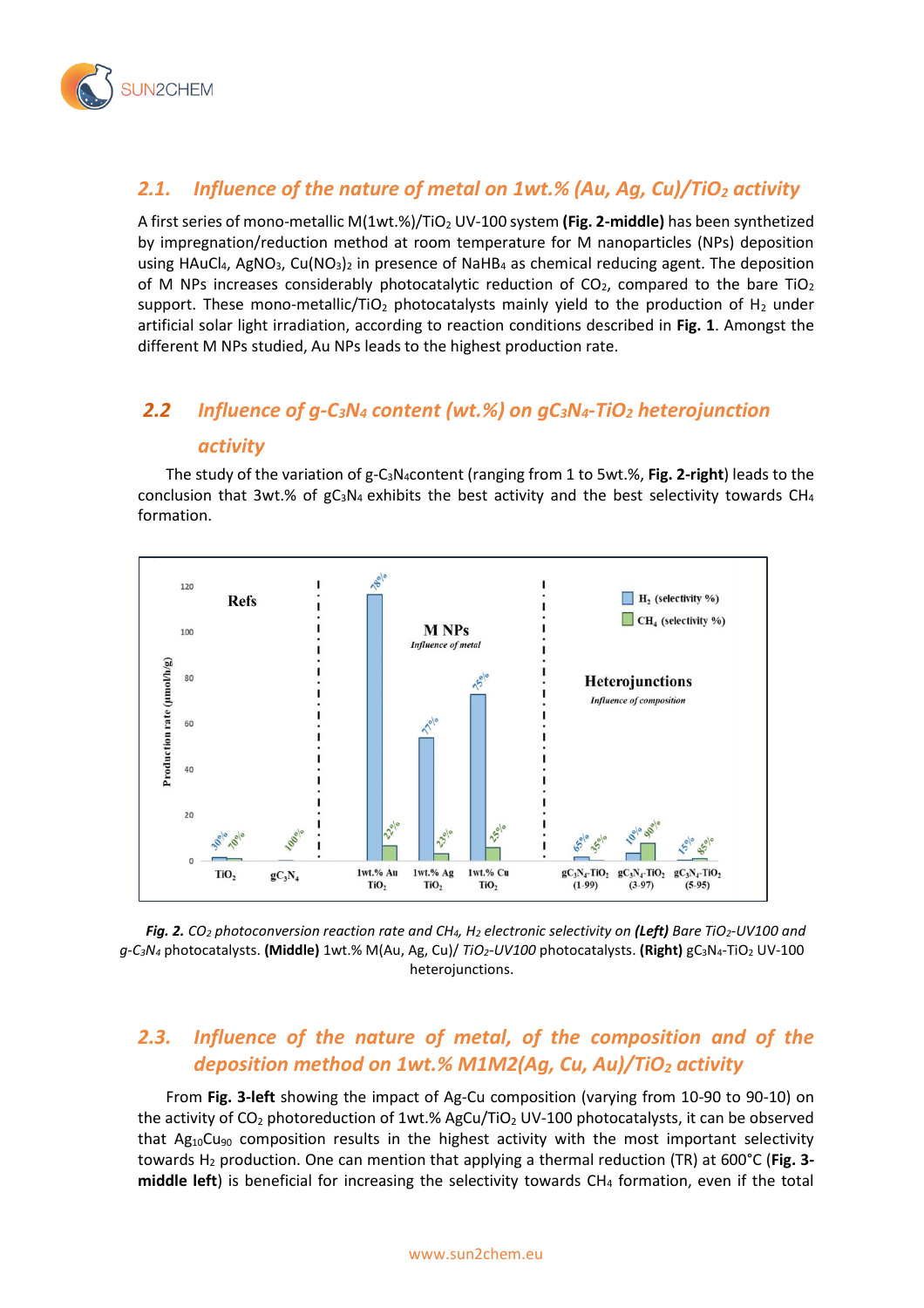## 2.1. Influence of the nature of metal on 1wt.% (Au, Ag, Cu)/$TiO_2$ activity

A first series of mono-metallic M(1wt.%)/$TiO_2$ UV-100 system **(Fig. 2-middle)** has been synthetized by impregnation/reduction method at room temperature for M nanoparticles (NPs) deposition using $HAuCl_4$, $AgNO_3$, $Cu(NO_3)_2$ in presence of $NaHB_4$ as chemical reducing agent. The deposition of M NPs increases considerably photocatalytic reduction of $CO_2$, compared to the bare $TiO_2$ support. These mono-metallic/$TiO_2$ photocatalysts mainly yield to the production of $H_2$ under artificial solar light irradiation, according to reaction conditions described in **Fig. 1**. Amongst the different M NPs studied, Au NPs leads to the highest production rate.

## 2.2 Influence of g-$C_3N_4$ content (wt.%) on g$C_3N_4$-$TiO_2$ heterojunction activity

The study of the variation of g-$C_3N_4$content (ranging from 1 to 5wt.%, **Fig. 2-right**) leads to the conclusion that 3wt.% of g$C_3N_4$ exhibits the best activity and the best selectivity towards $CH_4$ formation.

*Fig. 2. $CO_2$ photoconversion reaction rate and $CH_4$, $H_2$ electronic selectivity on* ***(Left)*** *Bare $TiO_2$-UV100 and g-$C_3N_4$* photocatalysts. **(Middle)** 1wt.% M(Au, Ag, Cu)/ *$TiO_2$-UV100* photocatalysts. **(Right)** g$C_3N_4$-$TiO_2$ UV-100 heterojunctions.

## 2.3. Influence of the nature of metal, of the composition and of the deposition method on 1wt.% M1M2(Ag, Cu, Au)/$TiO_2$ activity

From **Fig. 3-left** showing the impact of Ag-Cu composition (varying from 10-90 to 90-10) on the activity of $CO_2$ photoreduction of 1wt.% AgCu/$TiO_2$ UV-100 photocatalysts, it can be observed that $Ag_{10}Cu_{90}$ composition results in the highest activity with the most important selectivity towards $H_2$ production. One can mention that applying a thermal reduction (TR) at 600°C (**Fig. 3-middle left**) is beneficial for increasing the selectivity towards $CH_4$ formation, even if the total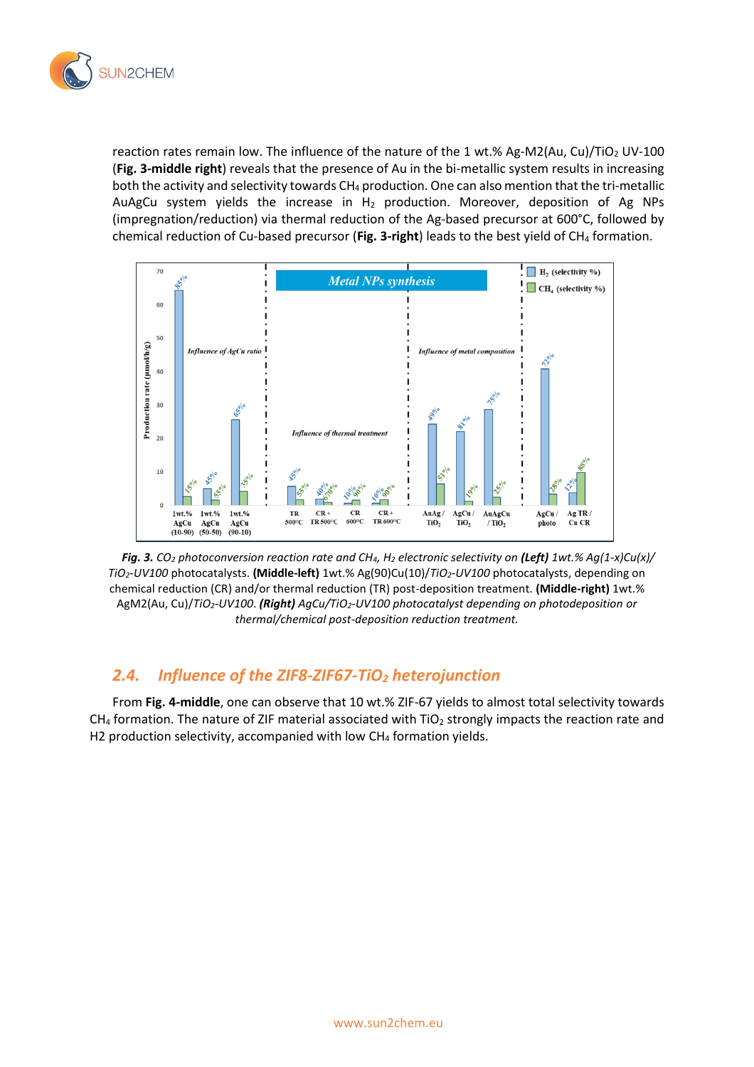reaction rates remain low. The influence of the nature of the 1 wt.% Ag-M2(Au, Cu)/$TiO_2$ UV-100 (**Fig. 3-middle right**) reveals that the presence of Au in the bi-metallic system results in increasing both the activity and selectivity towards $CH_4$ production. One can also mention that the tri-metallic AuAgCu system yields the increase in $H_2$ production. Moreover, deposition of Ag NPs (impregnation/reduction) via thermal reduction of the Ag-based precursor at 600°C, followed by chemical reduction of Cu-based precursor (**Fig. 3-right**) leads to the best yield of $CH_4$ formation.

***Fig. 3.*** *$CO_2$ photoconversion reaction rate and $CH_4$, $H_2$ electronic selectivity on* ***(Left)*** *1wt.% Ag(1-x)Cu(x)/ $TiO_2$-UV100* photocatalysts. **(Middle-left)** 1wt.% Ag(90)Cu(10)/*$TiO_2$-UV100* photocatalysts, depending on chemical reduction (CR) and/or thermal reduction (TR) post-deposition treatment. **(Middle-right)** 1wt.% AgM2(Au, Cu)/*$TiO_2$-UV100*. ***(Right)*** *AgCu/$TiO_2$-UV100 photocatalyst depending on photodeposition or thermal/chemical post-deposition reduction treatment.*

## *2.4. Influence of the ZIF8-ZIF67-$TiO_2$ heterojunction*

From **Fig. 4-middle**, one can observe that 10 wt.% ZIF-67 yields to almost total selectivity towards $CH_4$ formation. The nature of ZIF material associated with $TiO_2$ strongly impacts the reaction rate and H2 production selectivity, accompanied with low $CH_4$ formation yields.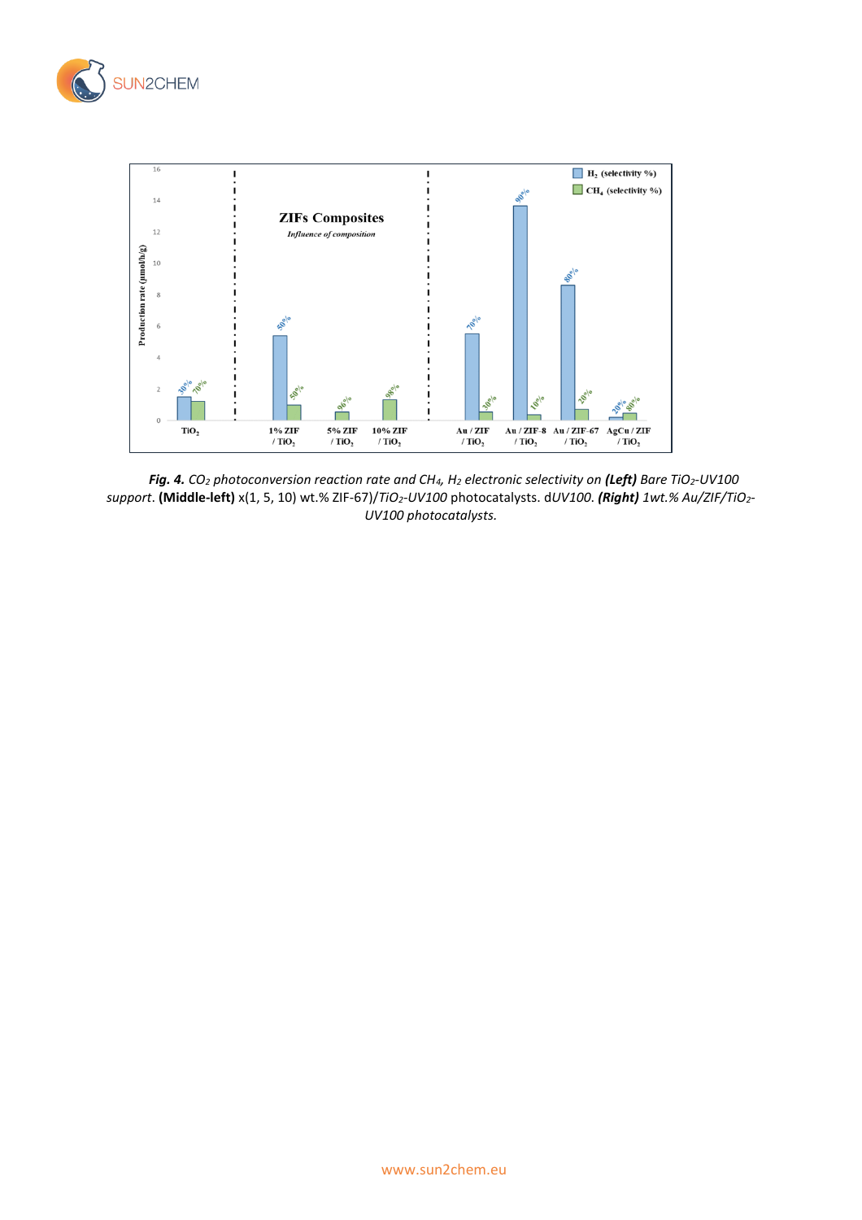16

14

12

10

8

6

4

2

0

Production rate (µmol/h/g)

ZIFs Composites

*Influence of composition*

$H_2$ (selectivity %)

$CH_4$ (selectivity %)

30% 70%

50% 50%

96%

98%

70% 30%

90% 10%

80% 20%

20% 80%

$TiO_2$

1% ZIF / $TiO_2$

5% ZIF / $TiO_2$

10% ZIF / $TiO_2$

Au / ZIF / $TiO_2$

Au / ZIF-8 / $TiO_2$

Au / ZIF-67 / $TiO_2$

AgCu / ZIF / $TiO_2$

***Fig. 4.*** *$CO_2$ photoconversion reaction rate and $CH_4$, $H_2$ electronic selectivity on* ***(Left)*** *Bare $TiO_2$-UV100 support*. **(Middle-left)** x(1, 5, 10) wt.% ZIF-67)/*$TiO_2$-UV100* photocatalysts. d*UV100.* ***(Right)*** *1wt.% Au/ZIF/$TiO_2$-UV100 photocatalysts.*